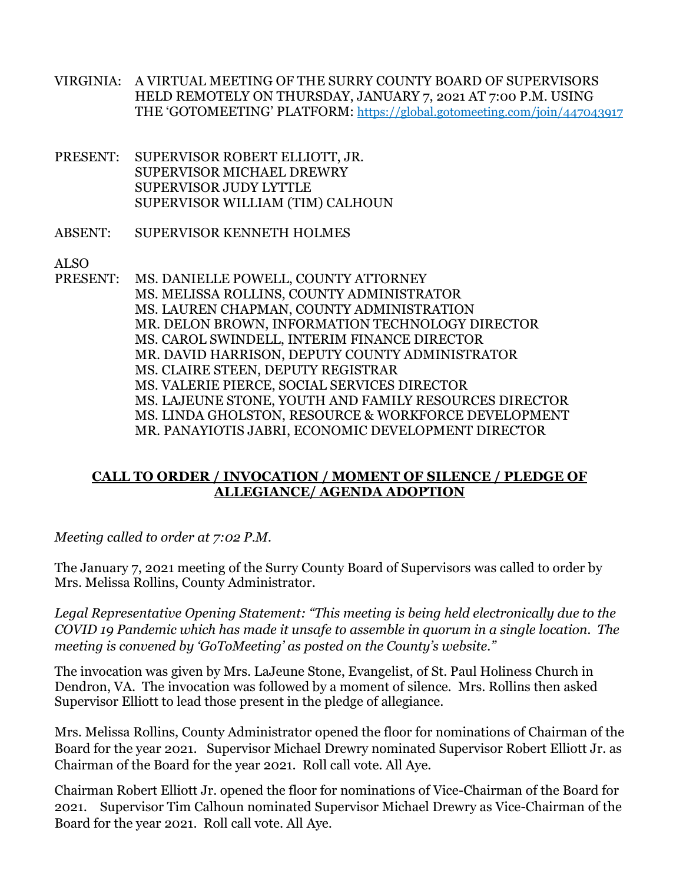VIRGINIA: A VIRTUAL MEETING OF THE SURRY COUNTY BOARD OF SUPERVISORS HELD REMOTELY ON THURSDAY, JANUARY 7, 2021 AT 7:00 P.M. USING THE 'GOTOMEETING' PLATFORM: https://global.gotomeeting.com/join/447043917

PRESENT: SUPERVISOR ROBERT ELLIOTT, JR.
SUPERVISOR MICHAEL DREWRY
SUPERVISOR JUDY LYTTLE
SUPERVISOR WILLIAM (TIM) CALHOUN

ABSENT: SUPERVISOR KENNETH HOLMES

ALSO
PRESENT: MS. DANIELLE POWELL, COUNTY ATTORNEY
MS. MELISSA ROLLINS, COUNTY ADMINISTRATOR
MS. LAUREN CHAPMAN, COUNTY ADMINISTRATION
MR. DELON BROWN, INFORMATION TECHNOLOGY DIRECTOR
MS. CAROL SWINDELL, INTERIM FINANCE DIRECTOR
MR. DAVID HARRISON, DEPUTY COUNTY ADMINISTRATOR
MS. CLAIRE STEEN, DEPUTY REGISTRAR
MS. VALERIE PIERCE, SOCIAL SERVICES DIRECTOR
MS. LAJEUNE STONE, YOUTH AND FAMILY RESOURCES DIRECTOR
MS. LINDA GHOLSTON, RESOURCE & WORKFORCE DEVELOPMENT
MR. PANAYIOTIS JABRI, ECONOMIC DEVELOPMENT DIRECTOR

## CALL TO ORDER / INVOCATION / MOMENT OF SILENCE / PLEDGE OF ALLEGIANCE/ AGENDA ADOPTION

*Meeting called to order at 7:02 P.M.*

The January 7, 2021 meeting of the Surry County Board of Supervisors was called to order by Mrs. Melissa Rollins, County Administrator.

*Legal Representative Opening Statement: "This meeting is being held electronically due to the COVID 19 Pandemic which has made it unsafe to assemble in quorum in a single location. The meeting is convened by 'GoToMeeting' as posted on the County's website."*

The invocation was given by Mrs. LaJeune Stone, Evangelist, of St. Paul Holiness Church in Dendron, VA. The invocation was followed by a moment of silence. Mrs. Rollins then asked Supervisor Elliott to lead those present in the pledge of allegiance.

Mrs. Melissa Rollins, County Administrator opened the floor for nominations of Chairman of the Board for the year 2021. Supervisor Michael Drewry nominated Supervisor Robert Elliott Jr. as Chairman of the Board for the year 2021. Roll call vote. All Aye.

Chairman Robert Elliott Jr. opened the floor for nominations of Vice-Chairman of the Board for 2021. Supervisor Tim Calhoun nominated Supervisor Michael Drewry as Vice-Chairman of the Board for the year 2021. Roll call vote. All Aye.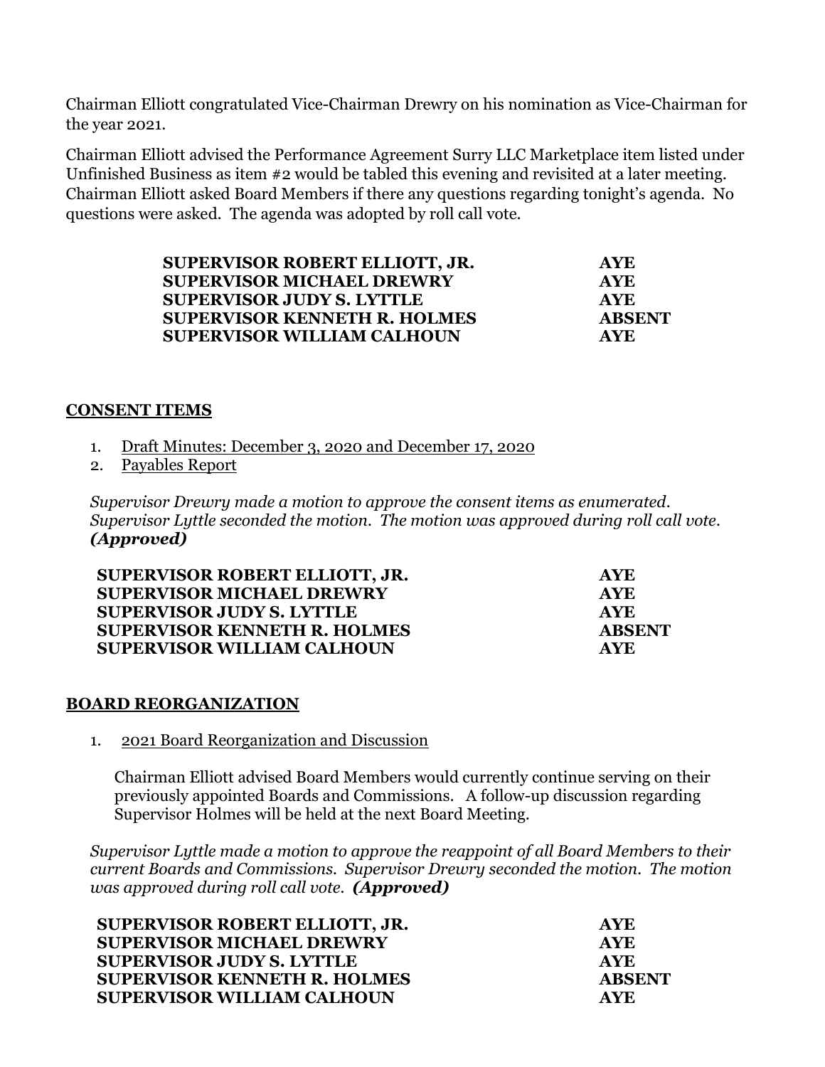Chairman Elliott congratulated Vice-Chairman Drewry on his nomination as Vice-Chairman for the year 2021.

Chairman Elliott advised the Performance Agreement Surry LLC Marketplace item listed under Unfinished Business as item #2 would be tabled this evening and revisited at a later meeting. Chairman Elliott asked Board Members if there any questions regarding tonight's agenda. No questions were asked. The agenda was adopted by roll call vote.

| | |
|---|---|
| **SUPERVISOR ROBERT ELLIOTT, JR.** | **AYE** |
| **SUPERVISOR MICHAEL DREWRY** | **AYE** |
| **SUPERVISOR JUDY S. LYTTLE** | **AYE** |
| **SUPERVISOR KENNETH R. HOLMES** | **ABSENT** |
| **SUPERVISOR WILLIAM CALHOUN** | **AYE** |

## CONSENT ITEMS

1. Draft Minutes: December 3, 2020 and December 17, 2020
2. Payables Report

*Supervisor Drewry made a motion to approve the consent items as enumerated. Supervisor Lyttle seconded the motion. The motion was approved during roll call vote.* ***(Approved)***

| | |
|---|---|
| **SUPERVISOR ROBERT ELLIOTT, JR.** | **AYE** |
| **SUPERVISOR MICHAEL DREWRY** | **AYE** |
| **SUPERVISOR JUDY S. LYTTLE** | **AYE** |
| **SUPERVISOR KENNETH R. HOLMES** | **ABSENT** |
| **SUPERVISOR WILLIAM CALHOUN** | **AYE** |

## BOARD REORGANIZATION

1. 2021 Board Reorganization and Discussion

   Chairman Elliott advised Board Members would currently continue serving on their previously appointed Boards and Commissions. A follow-up discussion regarding Supervisor Holmes will be held at the next Board Meeting.

*Supervisor Lyttle made a motion to approve the reappoint of all Board Members to their current Boards and Commissions. Supervisor Drewry seconded the motion. The motion was approved during roll call vote.* ***(Approved)***

| | |
|---|---|
| **SUPERVISOR ROBERT ELLIOTT, JR.** | **AYE** |
| **SUPERVISOR MICHAEL DREWRY** | **AYE** |
| **SUPERVISOR JUDY S. LYTTLE** | **AYE** |
| **SUPERVISOR KENNETH R. HOLMES** | **ABSENT** |
| **SUPERVISOR WILLIAM CALHOUN** | **AYE** |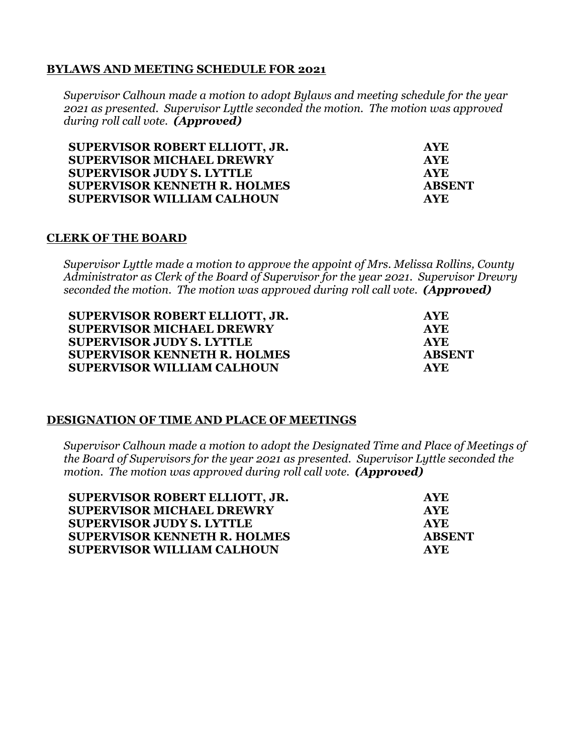**BYLAWS AND MEETING SCHEDULE FOR 2021**

*Supervisor Calhoun made a motion to adopt Bylaws and meeting schedule for the year 2021 as presented. Supervisor Lyttle seconded the motion. The motion was approved during roll call vote.* ***(Approved)***

| | |
|---|---|
| **SUPERVISOR ROBERT ELLIOTT, JR.** | **AYE** |
| **SUPERVISOR MICHAEL DREWRY** | **AYE** |
| **SUPERVISOR JUDY S. LYTTLE** | **AYE** |
| **SUPERVISOR KENNETH R. HOLMES** | **ABSENT** |
| **SUPERVISOR WILLIAM CALHOUN** | **AYE** |

**CLERK OF THE BOARD**

*Supervisor Lyttle made a motion to approve the appoint of Mrs. Melissa Rollins, County Administrator as Clerk of the Board of Supervisor for the year 2021. Supervisor Drewry seconded the motion. The motion was approved during roll call vote.* ***(Approved)***

| | |
|---|---|
| **SUPERVISOR ROBERT ELLIOTT, JR.** | **AYE** |
| **SUPERVISOR MICHAEL DREWRY** | **AYE** |
| **SUPERVISOR JUDY S. LYTTLE** | **AYE** |
| **SUPERVISOR KENNETH R. HOLMES** | **ABSENT** |
| **SUPERVISOR WILLIAM CALHOUN** | **AYE** |

**DESIGNATION OF TIME AND PLACE OF MEETINGS**

*Supervisor Calhoun made a motion to adopt the Designated Time and Place of Meetings of the Board of Supervisors for the year 2021 as presented. Supervisor Lyttle seconded the motion. The motion was approved during roll call vote.* ***(Approved)***

| | |
|---|---|
| **SUPERVISOR ROBERT ELLIOTT, JR.** | **AYE** |
| **SUPERVISOR MICHAEL DREWRY** | **AYE** |
| **SUPERVISOR JUDY S. LYTTLE** | **AYE** |
| **SUPERVISOR KENNETH R. HOLMES** | **ABSENT** |
| **SUPERVISOR WILLIAM CALHOUN** | **AYE** |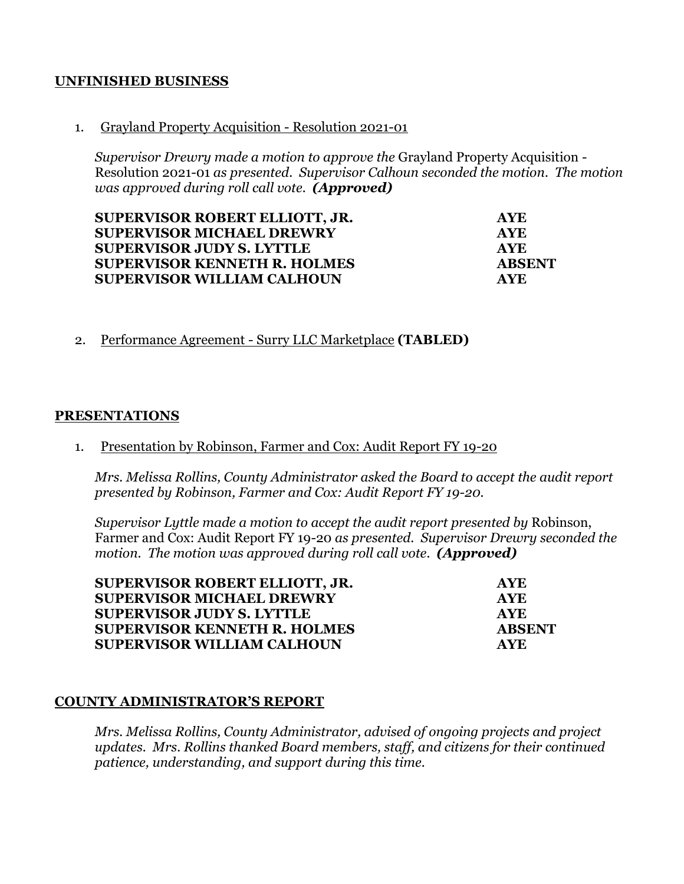## UNFINISHED BUSINESS

1. Grayland Property Acquisition - Resolution 2021-01

   *Supervisor Drewry made a motion to approve the* Grayland Property Acquisition - Resolution 2021-01 *as presented. Supervisor Calhoun seconded the motion. The motion was approved during roll call vote.* ***(Approved)***

| | |
|---|---|
| **SUPERVISOR ROBERT ELLIOTT, JR.** | **AYE** |
| **SUPERVISOR MICHAEL DREWRY** | **AYE** |
| **SUPERVISOR JUDY S. LYTTLE** | **AYE** |
| **SUPERVISOR KENNETH R. HOLMES** | **ABSENT** |
| **SUPERVISOR WILLIAM CALHOUN** | **AYE** |

2. Performance Agreement - Surry LLC Marketplace **(TABLED)**

## PRESENTATIONS

1. Presentation by Robinson, Farmer and Cox: Audit Report FY 19-20

   *Mrs. Melissa Rollins, County Administrator asked the Board to accept the audit report presented by Robinson, Farmer and Cox: Audit Report FY 19-20.*

   *Supervisor Lyttle made a motion to accept the audit report presented by* Robinson, Farmer and Cox: Audit Report FY 19-20 *as presented. Supervisor Drewry seconded the motion. The motion was approved during roll call vote.* ***(Approved)***

| | |
|---|---|
| **SUPERVISOR ROBERT ELLIOTT, JR.** | **AYE** |
| **SUPERVISOR MICHAEL DREWRY** | **AYE** |
| **SUPERVISOR JUDY S. LYTTLE** | **AYE** |
| **SUPERVISOR KENNETH R. HOLMES** | **ABSENT** |
| **SUPERVISOR WILLIAM CALHOUN** | **AYE** |

## COUNTY ADMINISTRATOR'S REPORT

*Mrs. Melissa Rollins, County Administrator, advised of ongoing projects and project updates. Mrs. Rollins thanked Board members, staff, and citizens for their continued patience, understanding, and support during this time.*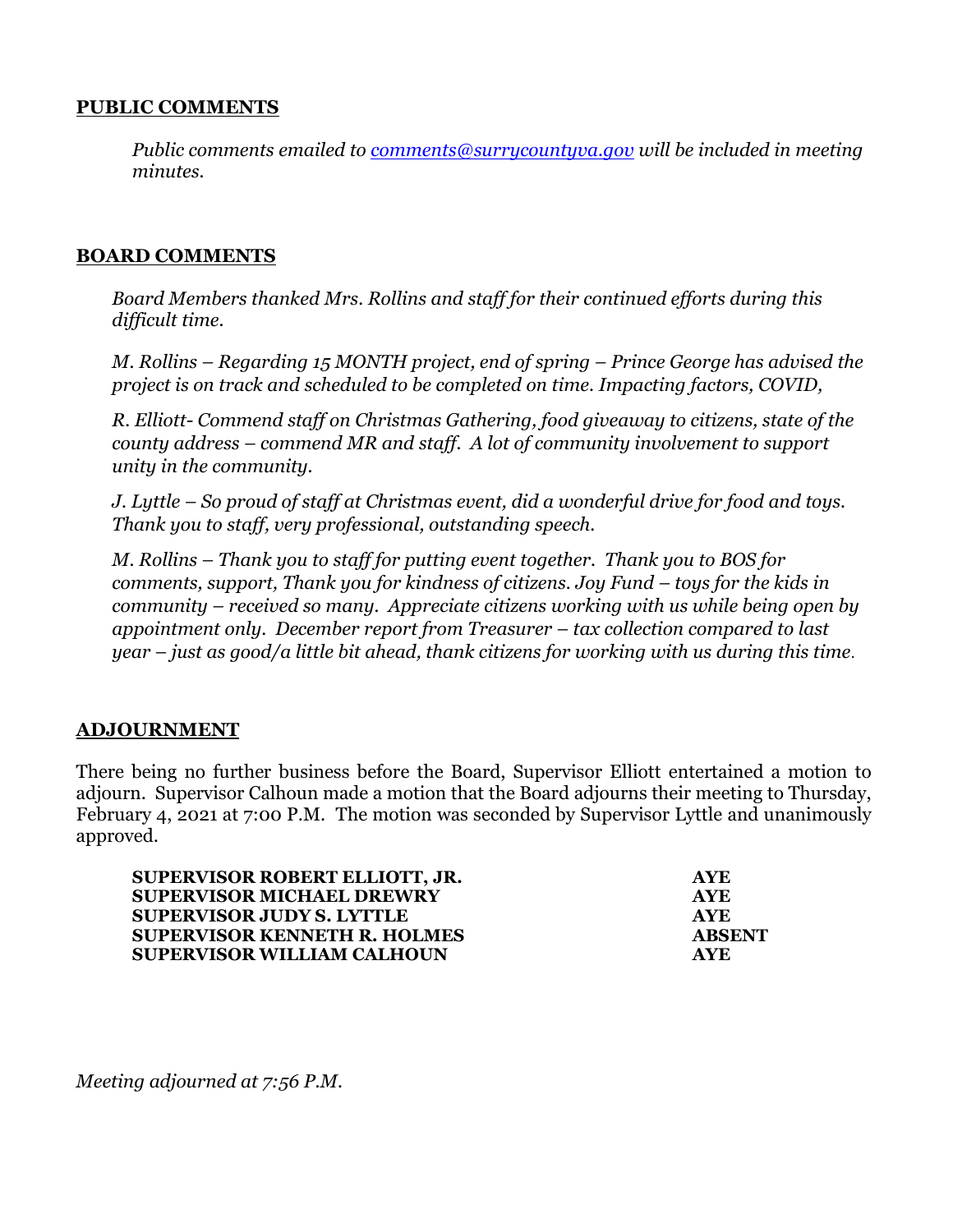**PUBLIC COMMENTS**

*Public comments emailed to [comments@surrycountyva.gov](mailto:comments@surrycountyva.gov) will be included in meeting minutes.*

**BOARD COMMENTS**

*Board Members thanked Mrs. Rollins and staff for their continued efforts during this difficult time.*

*M. Rollins – Regarding 15 MONTH project, end of spring – Prince George has advised the project is on track and scheduled to be completed on time. Impacting factors, COVID,*

*R. Elliott- Commend staff on Christmas Gathering, food giveaway to citizens, state of the county address – commend MR and staff. A lot of community involvement to support unity in the community.*

*J. Lyttle – So proud of staff at Christmas event, did a wonderful drive for food and toys. Thank you to staff, very professional, outstanding speech.*

*M. Rollins – Thank you to staff for putting event together. Thank you to BOS for comments, support, Thank you for kindness of citizens. Joy Fund – toys for the kids in community – received so many. Appreciate citizens working with us while being open by appointment only. December report from Treasurer – tax collection compared to last year – just as good/a little bit ahead, thank citizens for working with us during this time.*

**ADJOURNMENT**

There being no further business before the Board, Supervisor Elliott entertained a motion to adjourn. Supervisor Calhoun made a motion that the Board adjourns their meeting to Thursday, February 4, 2021 at 7:00 P.M. The motion was seconded by Supervisor Lyttle and unanimously approved.

| | |
|---|---|
| **SUPERVISOR ROBERT ELLIOTT, JR.** | **AYE** |
| **SUPERVISOR MICHAEL DREWRY** | **AYE** |
| **SUPERVISOR JUDY S. LYTTLE** | **AYE** |
| **SUPERVISOR KENNETH R. HOLMES** | **ABSENT** |
| **SUPERVISOR WILLIAM CALHOUN** | **AYE** |

*Meeting adjourned at 7:56 P.M.*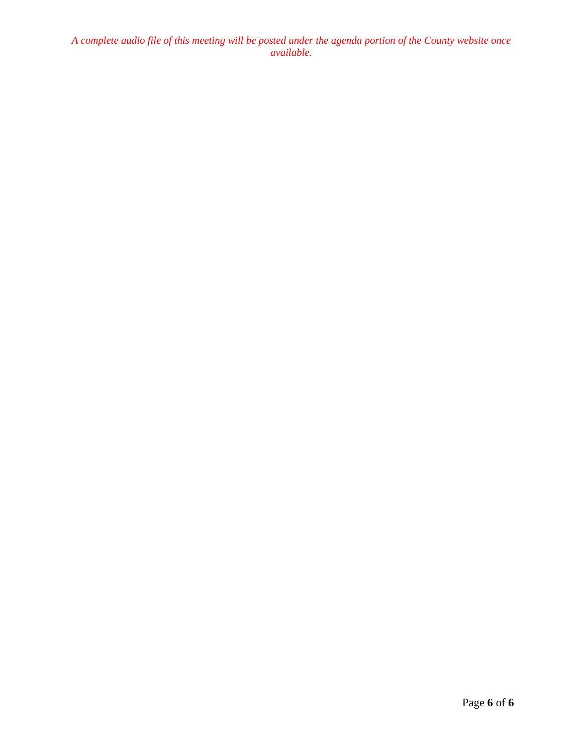*A complete audio file of this meeting will be posted under the agenda portion of the County website once available.*